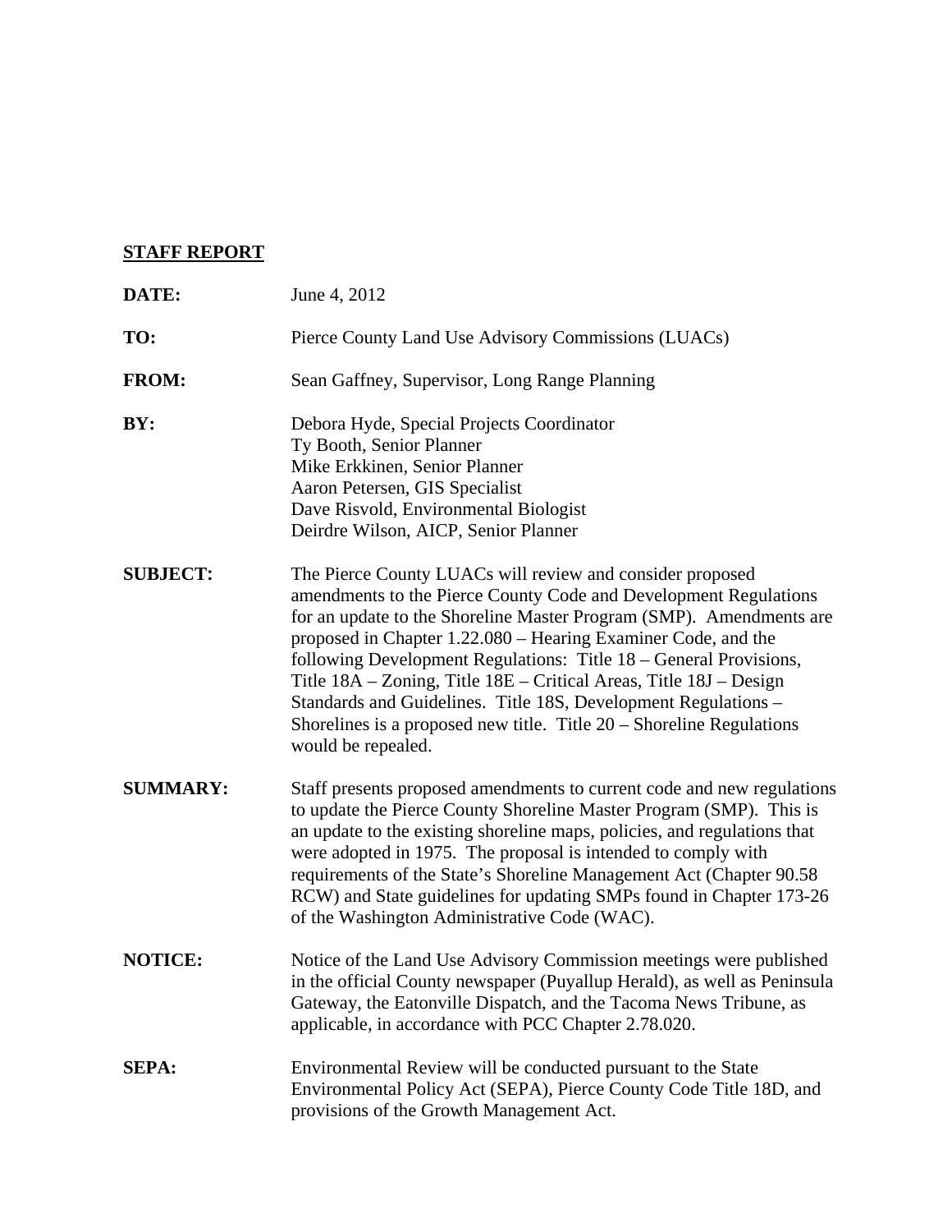# STAFF REPORT

**DATE:** June 4, 2012

**TO:** Pierce County Land Use Advisory Commissions (LUACs)

**FROM:** Sean Gaffney, Supervisor, Long Range Planning

**BY:** Debora Hyde, Special Projects Coordinator
Ty Booth, Senior Planner
Mike Erkkinen, Senior Planner
Aaron Petersen, GIS Specialist
Dave Risvold, Environmental Biologist
Deirdre Wilson, AICP, Senior Planner

**SUBJECT:** The Pierce County LUACs will review and consider proposed amendments to the Pierce County Code and Development Regulations for an update to the Shoreline Master Program (SMP). Amendments are proposed in Chapter 1.22.080 – Hearing Examiner Code, and the following Development Regulations: Title 18 – General Provisions, Title 18A – Zoning, Title 18E – Critical Areas, Title 18J – Design Standards and Guidelines. Title 18S, Development Regulations – Shorelines is a proposed new title. Title 20 – Shoreline Regulations would be repealed.

**SUMMARY:** Staff presents proposed amendments to current code and new regulations to update the Pierce County Shoreline Master Program (SMP). This is an update to the existing shoreline maps, policies, and regulations that were adopted in 1975. The proposal is intended to comply with requirements of the State's Shoreline Management Act (Chapter 90.58 RCW) and State guidelines for updating SMPs found in Chapter 173-26 of the Washington Administrative Code (WAC).

**NOTICE:** Notice of the Land Use Advisory Commission meetings were published in the official County newspaper (Puyallup Herald), as well as Peninsula Gateway, the Eatonville Dispatch, and the Tacoma News Tribune, as applicable, in accordance with PCC Chapter 2.78.020.

**SEPA:** Environmental Review will be conducted pursuant to the State Environmental Policy Act (SEPA), Pierce County Code Title 18D, and provisions of the Growth Management Act.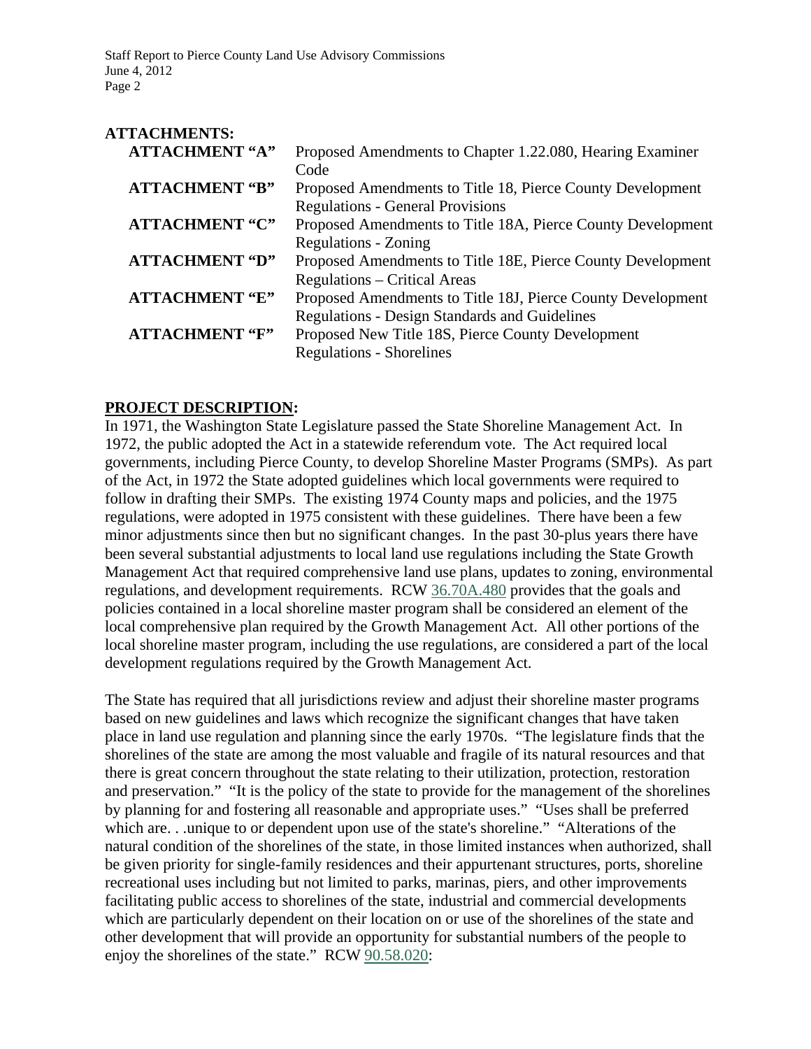**ATTACHMENTS:**

| | |
|---|---|
| **ATTACHMENT "A"** | Proposed Amendments to Chapter 1.22.080, Hearing Examiner Code |
| **ATTACHMENT "B"** | Proposed Amendments to Title 18, Pierce County Development Regulations - General Provisions |
| **ATTACHMENT "C"** | Proposed Amendments to Title 18A, Pierce County Development Regulations - Zoning |
| **ATTACHMENT "D"** | Proposed Amendments to Title 18E, Pierce County Development Regulations – Critical Areas |
| **ATTACHMENT "E"** | Proposed Amendments to Title 18J, Pierce County Development Regulations - Design Standards and Guidelines |
| **ATTACHMENT "F"** | Proposed New Title 18S, Pierce County Development Regulations - Shorelines |

**PROJECT DESCRIPTION:**

In 1971, the Washington State Legislature passed the State Shoreline Management Act. In 1972, the public adopted the Act in a statewide referendum vote. The Act required local governments, including Pierce County, to develop Shoreline Master Programs (SMPs). As part of the Act, in 1972 the State adopted guidelines which local governments were required to follow in drafting their SMPs. The existing 1974 County maps and policies, and the 1975 regulations, were adopted in 1975 consistent with these guidelines. There have been a few minor adjustments since then but no significant changes. In the past 30-plus years there have been several substantial adjustments to local land use regulations including the State Growth Management Act that required comprehensive land use plans, updates to zoning, environmental regulations, and development requirements. RCW 36.70A.480 provides that the goals and policies contained in a local shoreline master program shall be considered an element of the local comprehensive plan required by the Growth Management Act. All other portions of the local shoreline master program, including the use regulations, are considered a part of the local development regulations required by the Growth Management Act.

The State has required that all jurisdictions review and adjust their shoreline master programs based on new guidelines and laws which recognize the significant changes that have taken place in land use regulation and planning since the early 1970s. "The legislature finds that the shorelines of the state are among the most valuable and fragile of its natural resources and that there is great concern throughout the state relating to their utilization, protection, restoration and preservation." "It is the policy of the state to provide for the management of the shorelines by planning for and fostering all reasonable and appropriate uses." "Uses shall be preferred which are. . .unique to or dependent upon use of the state's shoreline." "Alterations of the natural condition of the shorelines of the state, in those limited instances when authorized, shall be given priority for single-family residences and their appurtenant structures, ports, shoreline recreational uses including but not limited to parks, marinas, piers, and other improvements facilitating public access to shorelines of the state, industrial and commercial developments which are particularly dependent on their location on or use of the shorelines of the state and other development that will provide an opportunity for substantial numbers of the people to enjoy the shorelines of the state." RCW 90.58.020: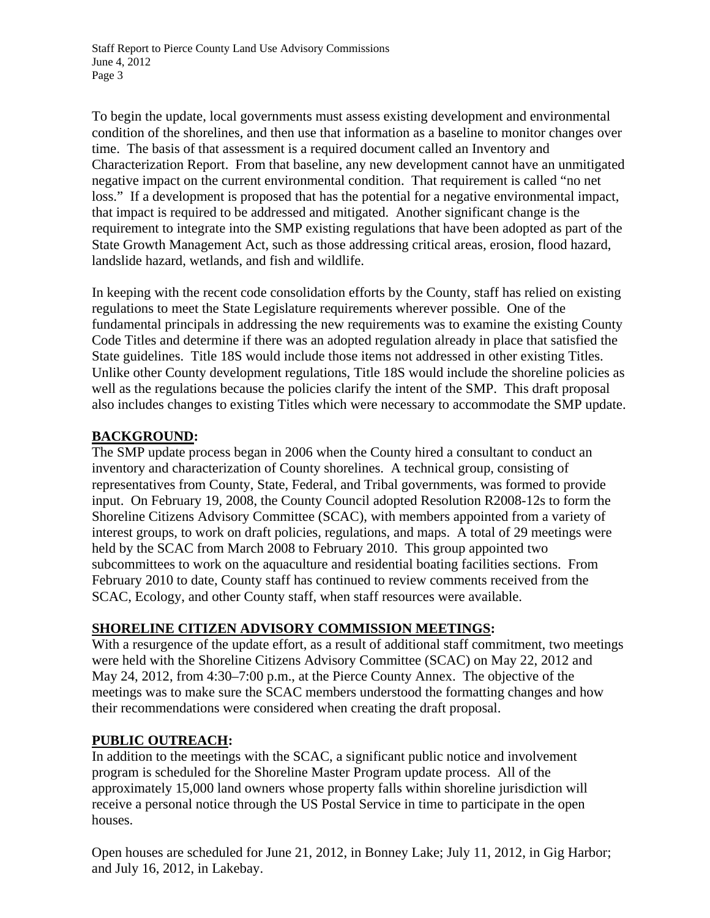To begin the update, local governments must assess existing development and environmental condition of the shorelines, and then use that information as a baseline to monitor changes over time. The basis of that assessment is a required document called an Inventory and Characterization Report. From that baseline, any new development cannot have an unmitigated negative impact on the current environmental condition. That requirement is called "no net loss." If a development is proposed that has the potential for a negative environmental impact, that impact is required to be addressed and mitigated. Another significant change is the requirement to integrate into the SMP existing regulations that have been adopted as part of the State Growth Management Act, such as those addressing critical areas, erosion, flood hazard, landslide hazard, wetlands, and fish and wildlife.

In keeping with the recent code consolidation efforts by the County, staff has relied on existing regulations to meet the State Legislature requirements wherever possible. One of the fundamental principals in addressing the new requirements was to examine the existing County Code Titles and determine if there was an adopted regulation already in place that satisfied the State guidelines. Title 18S would include those items not addressed in other existing Titles. Unlike other County development regulations, Title 18S would include the shoreline policies as well as the regulations because the policies clarify the intent of the SMP. This draft proposal also includes changes to existing Titles which were necessary to accommodate the SMP update.

## BACKGROUND:

The SMP update process began in 2006 when the County hired a consultant to conduct an inventory and characterization of County shorelines. A technical group, consisting of representatives from County, State, Federal, and Tribal governments, was formed to provide input. On February 19, 2008, the County Council adopted Resolution R2008-12s to form the Shoreline Citizens Advisory Committee (SCAC), with members appointed from a variety of interest groups, to work on draft policies, regulations, and maps. A total of 29 meetings were held by the SCAC from March 2008 to February 2010. This group appointed two subcommittees to work on the aquaculture and residential boating facilities sections. From February 2010 to date, County staff has continued to review comments received from the SCAC, Ecology, and other County staff, when staff resources were available.

## SHORELINE CITIZEN ADVISORY COMMISSION MEETINGS:

With a resurgence of the update effort, as a result of additional staff commitment, two meetings were held with the Shoreline Citizens Advisory Committee (SCAC) on May 22, 2012 and May 24, 2012, from 4:30–7:00 p.m., at the Pierce County Annex. The objective of the meetings was to make sure the SCAC members understood the formatting changes and how their recommendations were considered when creating the draft proposal.

## PUBLIC OUTREACH:

In addition to the meetings with the SCAC, a significant public notice and involvement program is scheduled for the Shoreline Master Program update process. All of the approximately 15,000 land owners whose property falls within shoreline jurisdiction will receive a personal notice through the US Postal Service in time to participate in the open houses.

Open houses are scheduled for June 21, 2012, in Bonney Lake; July 11, 2012, in Gig Harbor; and July 16, 2012, in Lakebay.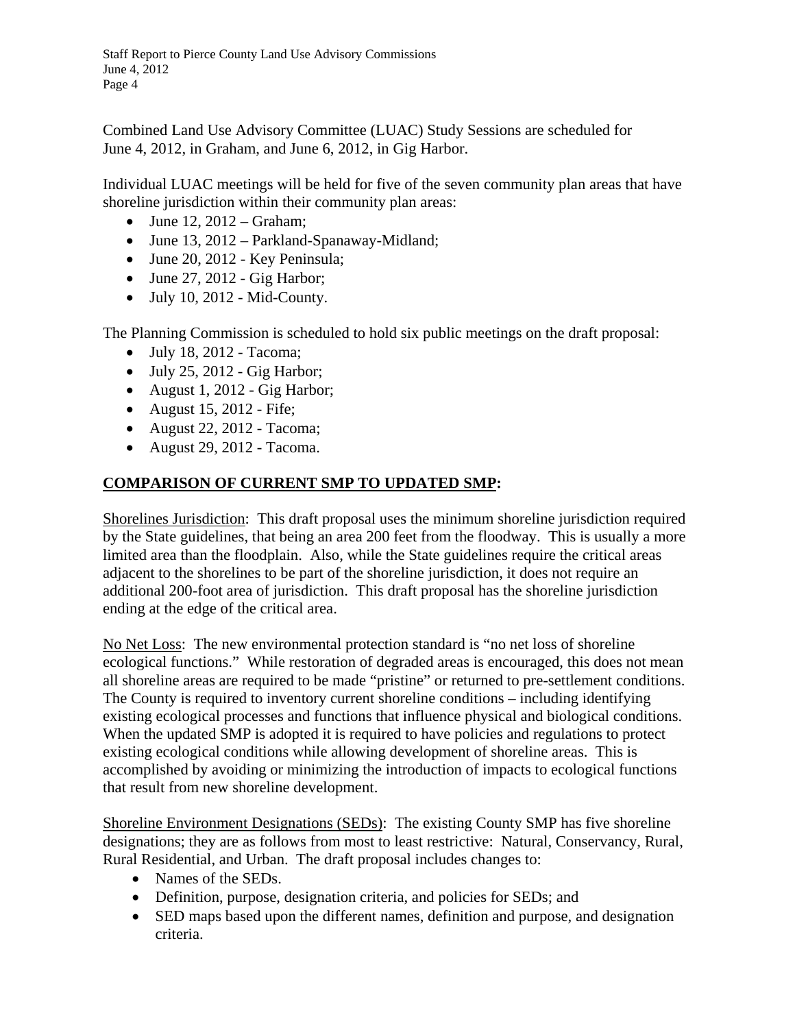Combined Land Use Advisory Committee (LUAC) Study Sessions are scheduled for June 4, 2012, in Graham, and June 6, 2012, in Gig Harbor.

Individual LUAC meetings will be held for five of the seven community plan areas that have shoreline jurisdiction within their community plan areas:

- June 12, 2012 – Graham;
- June 13, 2012 – Parkland-Spanaway-Midland;
- June 20, 2012 - Key Peninsula;
- June 27, 2012 - Gig Harbor;
- July 10, 2012 - Mid-County.

The Planning Commission is scheduled to hold six public meetings on the draft proposal:

- July 18, 2012 - Tacoma;
- July 25, 2012 - Gig Harbor;
- August 1, 2012 - Gig Harbor;
- August 15, 2012 - Fife;
- August 22, 2012 - Tacoma;
- August 29, 2012 - Tacoma.

## **COMPARISON OF CURRENT SMP TO UPDATED SMP:**

Shorelines Jurisdiction: This draft proposal uses the minimum shoreline jurisdiction required by the State guidelines, that being an area 200 feet from the floodway. This is usually a more limited area than the floodplain. Also, while the State guidelines require the critical areas adjacent to the shorelines to be part of the shoreline jurisdiction, it does not require an additional 200-foot area of jurisdiction. This draft proposal has the shoreline jurisdiction ending at the edge of the critical area.

No Net Loss: The new environmental protection standard is "no net loss of shoreline ecological functions." While restoration of degraded areas is encouraged, this does not mean all shoreline areas are required to be made "pristine" or returned to pre-settlement conditions. The County is required to inventory current shoreline conditions – including identifying existing ecological processes and functions that influence physical and biological conditions. When the updated SMP is adopted it is required to have policies and regulations to protect existing ecological conditions while allowing development of shoreline areas. This is accomplished by avoiding or minimizing the introduction of impacts to ecological functions that result from new shoreline development.

Shoreline Environment Designations (SEDs): The existing County SMP has five shoreline designations; they are as follows from most to least restrictive: Natural, Conservancy, Rural, Rural Residential, and Urban. The draft proposal includes changes to:

- Names of the SEDs.
- Definition, purpose, designation criteria, and policies for SEDs; and
- SED maps based upon the different names, definition and purpose, and designation criteria.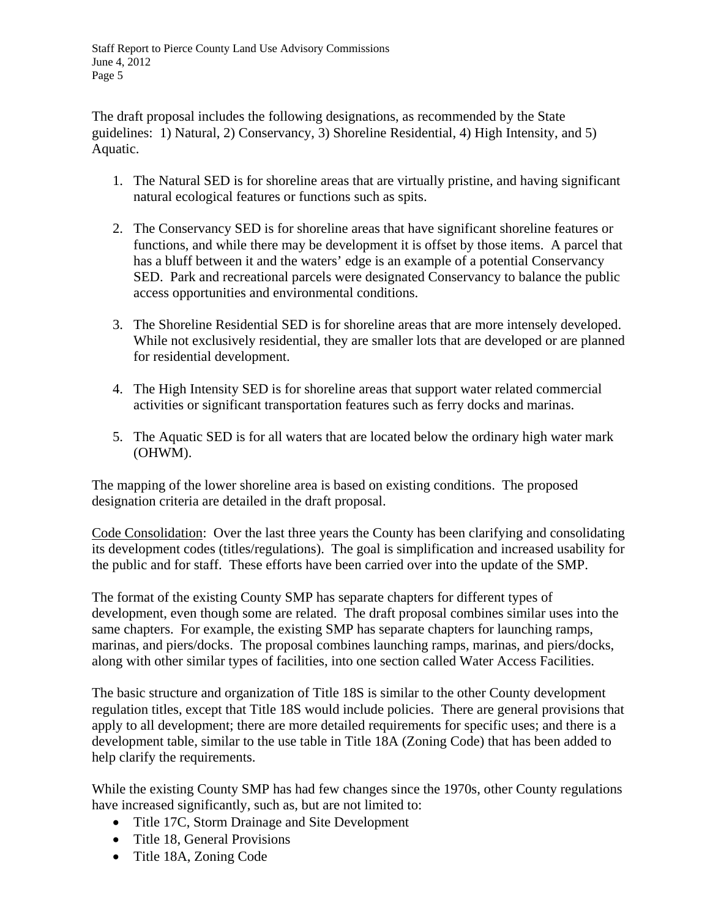The draft proposal includes the following designations, as recommended by the State guidelines: 1) Natural, 2) Conservancy, 3) Shoreline Residential, 4) High Intensity, and 5) Aquatic.

1. The Natural SED is for shoreline areas that are virtually pristine, and having significant natural ecological features or functions such as spits.

2. The Conservancy SED is for shoreline areas that have significant shoreline features or functions, and while there may be development it is offset by those items. A parcel that has a bluff between it and the waters' edge is an example of a potential Conservancy SED. Park and recreational parcels were designated Conservancy to balance the public access opportunities and environmental conditions.

3. The Shoreline Residential SED is for shoreline areas that are more intensely developed. While not exclusively residential, they are smaller lots that are developed or are planned for residential development.

4. The High Intensity SED is for shoreline areas that support water related commercial activities or significant transportation features such as ferry docks and marinas.

5. The Aquatic SED is for all waters that are located below the ordinary high water mark (OHWM).

The mapping of the lower shoreline area is based on existing conditions. The proposed designation criteria are detailed in the draft proposal.

<u>Code Consolidation</u>: Over the last three years the County has been clarifying and consolidating its development codes (titles/regulations). The goal is simplification and increased usability for the public and for staff. These efforts have been carried over into the update of the SMP.

The format of the existing County SMP has separate chapters for different types of development, even though some are related. The draft proposal combines similar uses into the same chapters. For example, the existing SMP has separate chapters for launching ramps, marinas, and piers/docks. The proposal combines launching ramps, marinas, and piers/docks, along with other similar types of facilities, into one section called Water Access Facilities.

The basic structure and organization of Title 18S is similar to the other County development regulation titles, except that Title 18S would include policies. There are general provisions that apply to all development; there are more detailed requirements for specific uses; and there is a development table, similar to the use table in Title 18A (Zoning Code) that has been added to help clarify the requirements.

While the existing County SMP has had few changes since the 1970s, other County regulations have increased significantly, such as, but are not limited to:

- Title 17C, Storm Drainage and Site Development
- Title 18, General Provisions
- Title 18A, Zoning Code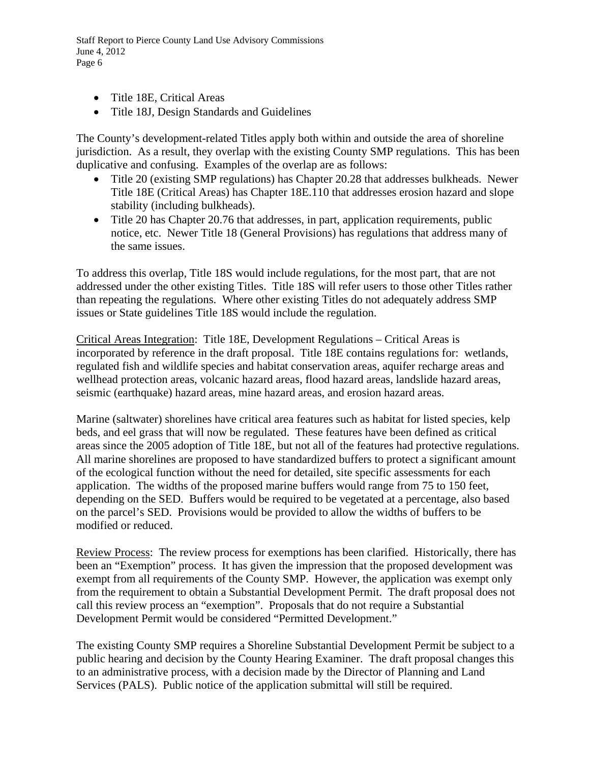- Title 18E, Critical Areas
- Title 18J, Design Standards and Guidelines

The County's development-related Titles apply both within and outside the area of shoreline jurisdiction. As a result, they overlap with the existing County SMP regulations. This has been duplicative and confusing. Examples of the overlap are as follows:

- Title 20 (existing SMP regulations) has Chapter 20.28 that addresses bulkheads. Newer Title 18E (Critical Areas) has Chapter 18E.110 that addresses erosion hazard and slope stability (including bulkheads).
- Title 20 has Chapter 20.76 that addresses, in part, application requirements, public notice, etc. Newer Title 18 (General Provisions) has regulations that address many of the same issues.

To address this overlap, Title 18S would include regulations, for the most part, that are not addressed under the other existing Titles. Title 18S will refer users to those other Titles rather than repeating the regulations. Where other existing Titles do not adequately address SMP issues or State guidelines Title 18S would include the regulation.

<u>Critical Areas Integration</u>: Title 18E, Development Regulations – Critical Areas is incorporated by reference in the draft proposal. Title 18E contains regulations for: wetlands, regulated fish and wildlife species and habitat conservation areas, aquifer recharge areas and wellhead protection areas, volcanic hazard areas, flood hazard areas, landslide hazard areas, seismic (earthquake) hazard areas, mine hazard areas, and erosion hazard areas.

Marine (saltwater) shorelines have critical area features such as habitat for listed species, kelp beds, and eel grass that will now be regulated. These features have been defined as critical areas since the 2005 adoption of Title 18E, but not all of the features had protective regulations. All marine shorelines are proposed to have standardized buffers to protect a significant amount of the ecological function without the need for detailed, site specific assessments for each application. The widths of the proposed marine buffers would range from 75 to 150 feet, depending on the SED. Buffers would be required to be vegetated at a percentage, also based on the parcel's SED. Provisions would be provided to allow the widths of buffers to be modified or reduced.

<u>Review Process</u>: The review process for exemptions has been clarified. Historically, there has been an "Exemption" process. It has given the impression that the proposed development was exempt from all requirements of the County SMP. However, the application was exempt only from the requirement to obtain a Substantial Development Permit. The draft proposal does not call this review process an "exemption". Proposals that do not require a Substantial Development Permit would be considered "Permitted Development."

The existing County SMP requires a Shoreline Substantial Development Permit be subject to a public hearing and decision by the County Hearing Examiner. The draft proposal changes this to an administrative process, with a decision made by the Director of Planning and Land Services (PALS). Public notice of the application submittal will still be required.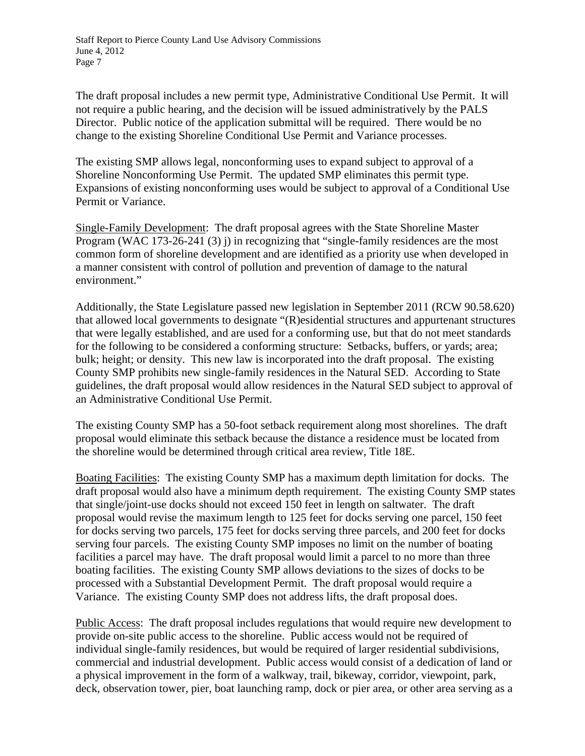The draft proposal includes a new permit type, Administrative Conditional Use Permit. It will not require a public hearing, and the decision will be issued administratively by the PALS Director. Public notice of the application submittal will be required. There would be no change to the existing Shoreline Conditional Use Permit and Variance processes.

The existing SMP allows legal, nonconforming uses to expand subject to approval of a Shoreline Nonconforming Use Permit. The updated SMP eliminates this permit type. Expansions of existing nonconforming uses would be subject to approval of a Conditional Use Permit or Variance.

<u>Single-Family Development</u>: The draft proposal agrees with the State Shoreline Master Program (WAC 173-26-241 (3) j) in recognizing that "single-family residences are the most common form of shoreline development and are identified as a priority use when developed in a manner consistent with control of pollution and prevention of damage to the natural environment."

Additionally, the State Legislature passed new legislation in September 2011 (RCW 90.58.620) that allowed local governments to designate "(R)esidential structures and appurtenant structures that were legally established, and are used for a conforming use, but that do not meet standards for the following to be considered a conforming structure: Setbacks, buffers, or yards; area; bulk; height; or density. This new law is incorporated into the draft proposal. The existing County SMP prohibits new single-family residences in the Natural SED. According to State guidelines, the draft proposal would allow residences in the Natural SED subject to approval of an Administrative Conditional Use Permit.

The existing County SMP has a 50-foot setback requirement along most shorelines. The draft proposal would eliminate this setback because the distance a residence must be located from the shoreline would be determined through critical area review, Title 18E.

<u>Boating Facilities</u>: The existing County SMP has a maximum depth limitation for docks. The draft proposal would also have a minimum depth requirement. The existing County SMP states that single/joint-use docks should not exceed 150 feet in length on saltwater. The draft proposal would revise the maximum length to 125 feet for docks serving one parcel, 150 feet for docks serving two parcels, 175 feet for docks serving three parcels, and 200 feet for docks serving four parcels. The existing County SMP imposes no limit on the number of boating facilities a parcel may have. The draft proposal would limit a parcel to no more than three boating facilities. The existing County SMP allows deviations to the sizes of docks to be processed with a Substantial Development Permit. The draft proposal would require a Variance. The existing County SMP does not address lifts, the draft proposal does.

<u>Public Access</u>: The draft proposal includes regulations that would require new development to provide on-site public access to the shoreline. Public access would not be required of individual single-family residences, but would be required of larger residential subdivisions, commercial and industrial development. Public access would consist of a dedication of land or a physical improvement in the form of a walkway, trail, bikeway, corridor, viewpoint, park, deck, observation tower, pier, boat launching ramp, dock or pier area, or other area serving as a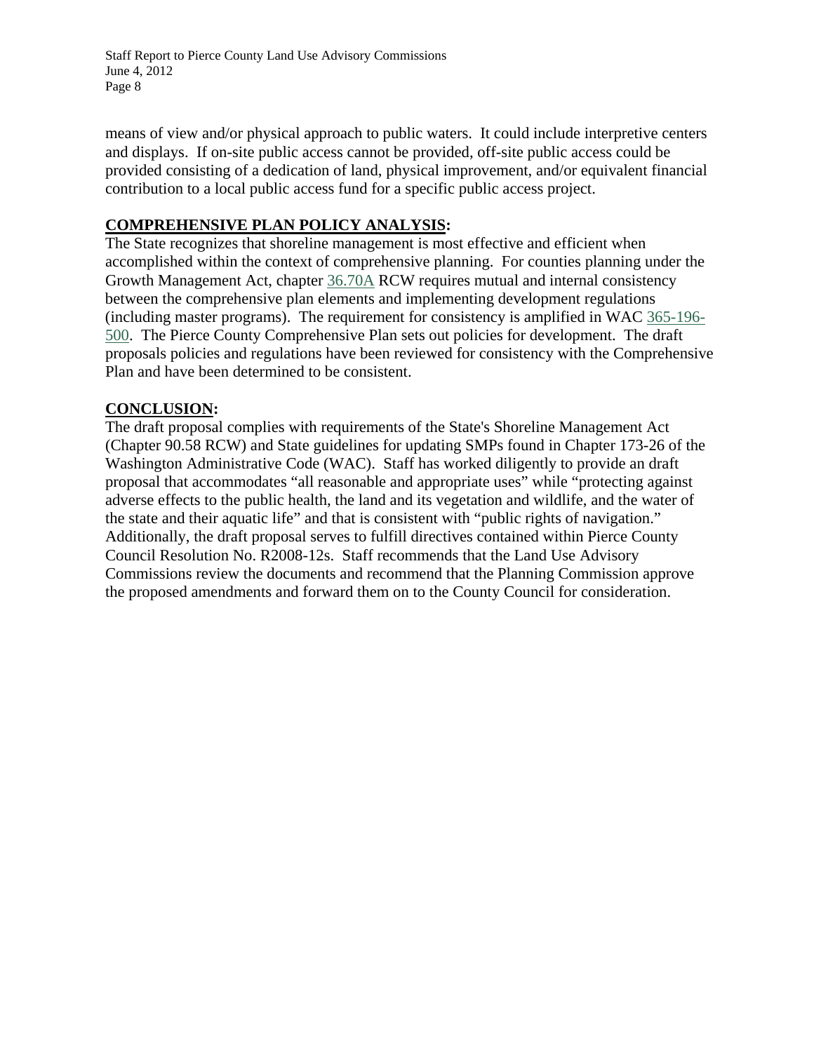means of view and/or physical approach to public waters. It could include interpretive centers and displays. If on-site public access cannot be provided, off-site public access could be provided consisting of a dedication of land, physical improvement, and/or equivalent financial contribution to a local public access fund for a specific public access project.

## COMPREHENSIVE PLAN POLICY ANALYSIS:

The State recognizes that shoreline management is most effective and efficient when accomplished within the context of comprehensive planning. For counties planning under the Growth Management Act, chapter 36.70A RCW requires mutual and internal consistency between the comprehensive plan elements and implementing development regulations (including master programs). The requirement for consistency is amplified in WAC 365-196-500. The Pierce County Comprehensive Plan sets out policies for development. The draft proposals policies and regulations have been reviewed for consistency with the Comprehensive Plan and have been determined to be consistent.

## CONCLUSION:

The draft proposal complies with requirements of the State's Shoreline Management Act (Chapter 90.58 RCW) and State guidelines for updating SMPs found in Chapter 173-26 of the Washington Administrative Code (WAC). Staff has worked diligently to provide an draft proposal that accommodates "all reasonable and appropriate uses" while "protecting against adverse effects to the public health, the land and its vegetation and wildlife, and the water of the state and their aquatic life" and that is consistent with "public rights of navigation." Additionally, the draft proposal serves to fulfill directives contained within Pierce County Council Resolution No. R2008-12s. Staff recommends that the Land Use Advisory Commissions review the documents and recommend that the Planning Commission approve the proposed amendments and forward them on to the County Council for consideration.